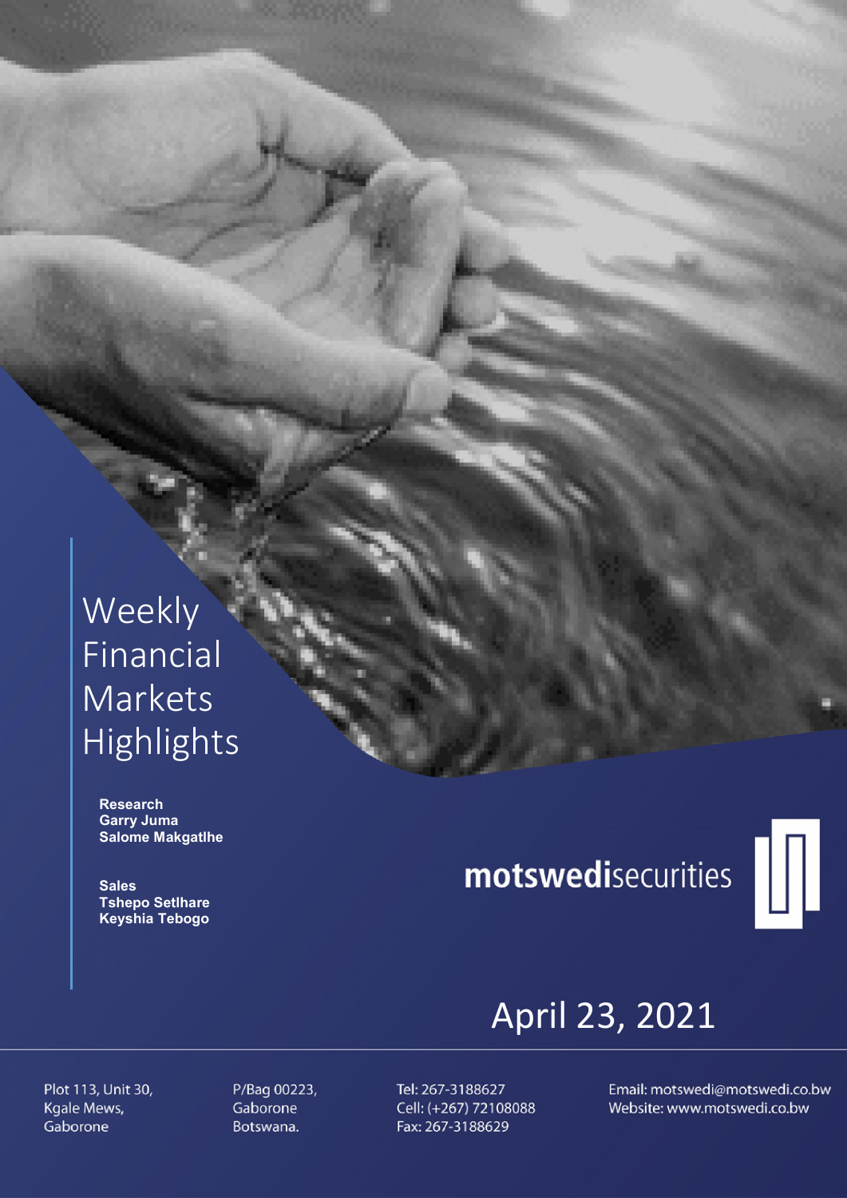# Weekly Financial Markets Highlights

**Research**
**Garry Juma**
**Salome Makgatlhe**

**Sales**
**Tshepo Setlhare**
**Keyshia Tebogo**

**motswedi**securities

## April 23, 2021

Plot 113, Unit 30,
Kgale Mews,
Gaborone

P/Bag 00223,
Gaborone
Botswana.

Tel: 267-3188627
Cell: (+267) 72108088
Fax: 267-3188629

Email: motswedi@motswedi.co.bw
Website: www.motswedi.co.bw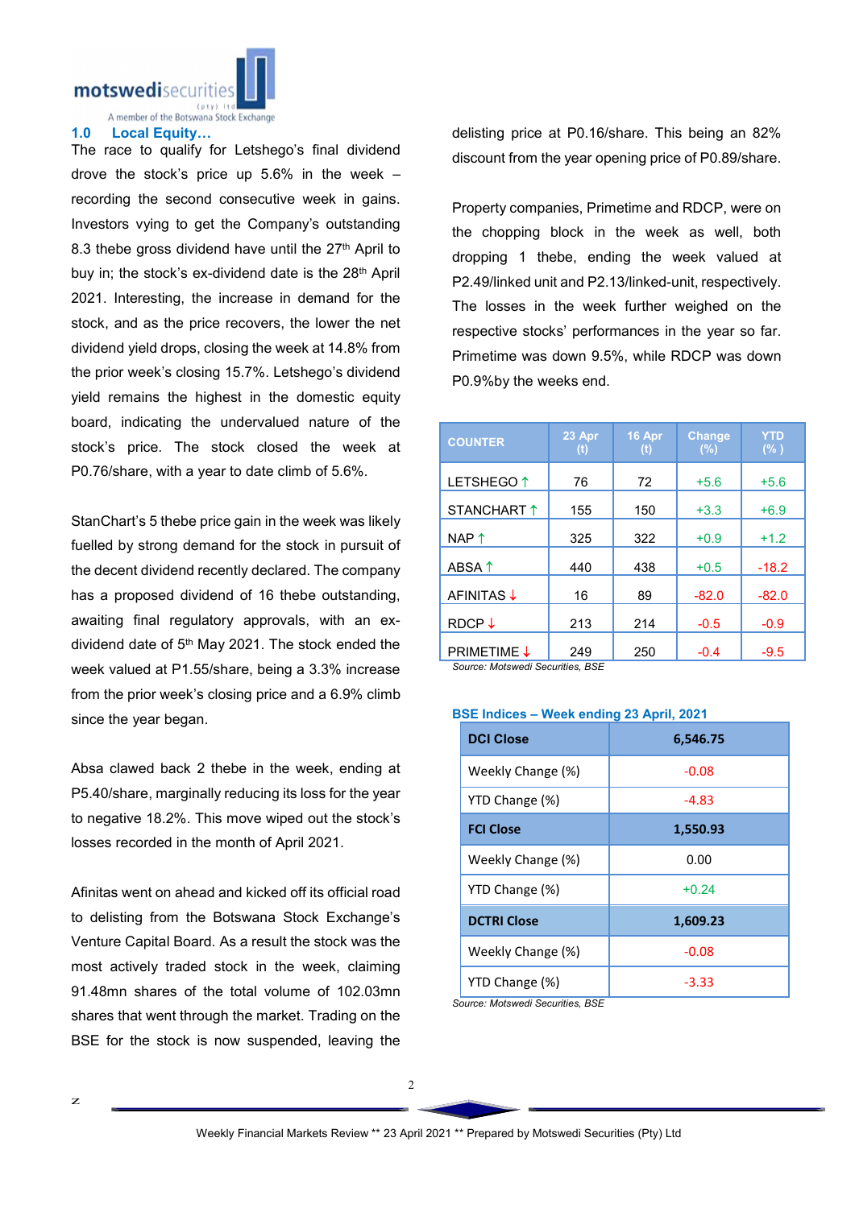## 1.0 Local Equity…

The race to qualify for Letshego's final dividend drove the stock's price up 5.6% in the week – recording the second consecutive week in gains. Investors vying to get the Company's outstanding 8.3 thebe gross dividend have until the 27th April to buy in; the stock's ex-dividend date is the 28th April 2021. Interesting, the increase in demand for the stock, and as the price recovers, the lower the net dividend yield drops, closing the week at 14.8% from the prior week's closing 15.7%. Letshego's dividend yield remains the highest in the domestic equity board, indicating the undervalued nature of the stock's price. The stock closed the week at P0.76/share, with a year to date climb of 5.6%.

StanChart's 5 thebe price gain in the week was likely fuelled by strong demand for the stock in pursuit of the decent dividend recently declared. The company has a proposed dividend of 16 thebe outstanding, awaiting final regulatory approvals, with an ex-dividend date of 5th May 2021. The stock ended the week valued at P1.55/share, being a 3.3% increase from the prior week's closing price and a 6.9% climb since the year began.

Absa clawed back 2 thebe in the week, ending at P5.40/share, marginally reducing its loss for the year to negative 18.2%. This move wiped out the stock's losses recorded in the month of April 2021.

Afinitas went on ahead and kicked off its official road to delisting from the Botswana Stock Exchange's Venture Capital Board. As a result the stock was the most actively traded stock in the week, claiming 91.48mn shares of the total volume of 102.03mn shares that went through the market. Trading on the BSE for the stock is now suspended, leaving the delisting price at P0.16/share. This being an 82% discount from the year opening price of P0.89/share.

Property companies, Primetime and RDCP, were on the chopping block in the week as well, both dropping 1 thebe, ending the week valued at P2.49/linked unit and P2.13/linked-unit, respectively. The losses in the week further weighed on the respective stocks' performances in the year so far. Primetime was down 9.5%, while RDCP was down P0.9%by the weeks end.

| COUNTER | 23 Apr (t) | 16 Apr (t) | Change (%) | YTD (% ) |
|---|---|---|---|---|
| LETSHEGO ↑ | 76 | 72 | +5.6 | +5.6 |
| STANCHART ↑ | 155 | 150 | +3.3 | +6.9 |
| NAP ↑ | 325 | 322 | +0.9 | +1.2 |
| ABSA ↑ | 440 | 438 | +0.5 | -18.2 |
| AFINITAS ↓ | 16 | 89 | -82.0 | -82.0 |
| RDCP ↓ | 213 | 214 | -0.5 | -0.9 |
| PRIMETIME ↓ | 249 | 250 | -0.4 | -9.5 |

*Source: Motswedi Securities, BSE*

**BSE Indices – Week ending 23 April, 2021**

| DCI Close | 6,546.75 |
|---|---|
| Weekly Change (%) | -0.08 |
| YTD Change (%) | -4.83 |
| **FCI Close** | **1,550.93** |
| Weekly Change (%) | 0.00 |
| YTD Change (%) | +0.24 |
| **DCTRI Close** | **1,609.23** |
| Weekly Change (%) | -0.08 |
| YTD Change (%) | -3.33 |

*Source: Motswedi Securities, BSE*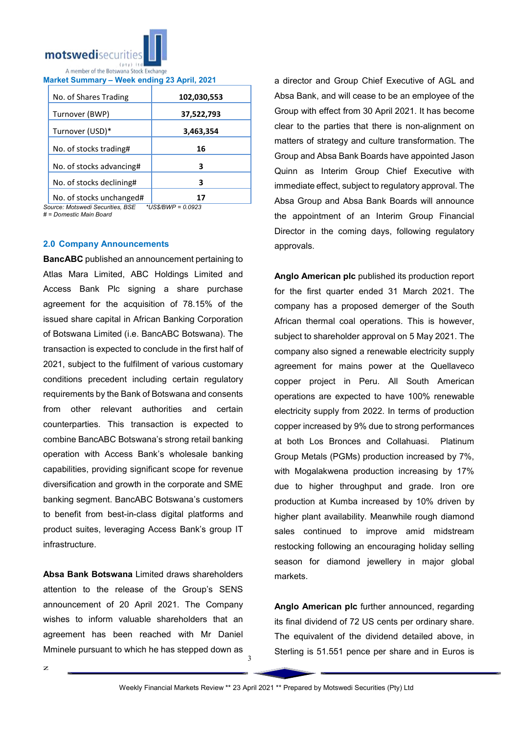**Market Summary – Week ending 23 April, 2021**

| | |
|---|---|
| No. of Shares Trading | 102,030,553 |
| Turnover (BWP) | 37,522,793 |
| Turnover (USD)* | 3,463,354 |
| No. of stocks trading# | 16 |
| No. of stocks advancing# | 3 |
| No. of stocks declining# | 3 |
| No. of stocks unchanged# | 17 |

*Source: Motswedi Securities, BSE* *\*US$/BWP = 0.0923*
*# = Domestic Main Board*

## 2.0 Company Announcements

**BancABC** published an announcement pertaining to Atlas Mara Limited, ABC Holdings Limited and Access Bank Plc signing a share purchase agreement for the acquisition of 78.15% of the issued share capital in African Banking Corporation of Botswana Limited (i.e. BancABC Botswana). The transaction is expected to conclude in the first half of 2021, subject to the fulfilment of various customary conditions precedent including certain regulatory requirements by the Bank of Botswana and consents from other relevant authorities and certain counterparties. This transaction is expected to combine BancABC Botswana's strong retail banking operation with Access Bank's wholesale banking capabilities, providing significant scope for revenue diversification and growth in the corporate and SME banking segment. BancABC Botswana's customers to benefit from best-in-class digital platforms and product suites, leveraging Access Bank's group IT infrastructure.

**Absa Bank Botswana** Limited draws shareholders attention to the release of the Group's SENS announcement of 20 April 2021. The Company wishes to inform valuable shareholders that an agreement has been reached with Mr Daniel Mminele pursuant to which he has stepped down as a director and Group Chief Executive of AGL and Absa Bank, and will cease to be an employee of the Group with effect from 30 April 2021. It has become clear to the parties that there is non-alignment on matters of strategy and culture transformation. The Group and Absa Bank Boards have appointed Jason Quinn as Interim Group Chief Executive with immediate effect, subject to regulatory approval. The Absa Group and Absa Bank Boards will announce the appointment of an Interim Group Financial Director in the coming days, following regulatory approvals.

**Anglo American plc** published its production report for the first quarter ended 31 March 2021. The company has a proposed demerger of the South African thermal coal operations. This is however, subject to shareholder approval on 5 May 2021. The company also signed a renewable electricity supply agreement for mains power at the Quellaveco copper project in Peru. All South American operations are expected to have 100% renewable electricity supply from 2022. In terms of production copper increased by 9% due to strong performances at both Los Bronces and Collahuasi. Platinum Group Metals (PGMs) production increased by 7%, with Mogalakwena production increasing by 17% due to higher throughput and grade. Iron ore production at Kumba increased by 10% driven by higher plant availability. Meanwhile rough diamond sales continued to improve amid midstream restocking following an encouraging holiday selling season for diamond jewellery in major global markets.

**Anglo American plc** further announced, regarding its final dividend of 72 US cents per ordinary share. The equivalent of the dividend detailed above, in Sterling is 51.551 pence per share and in Euros is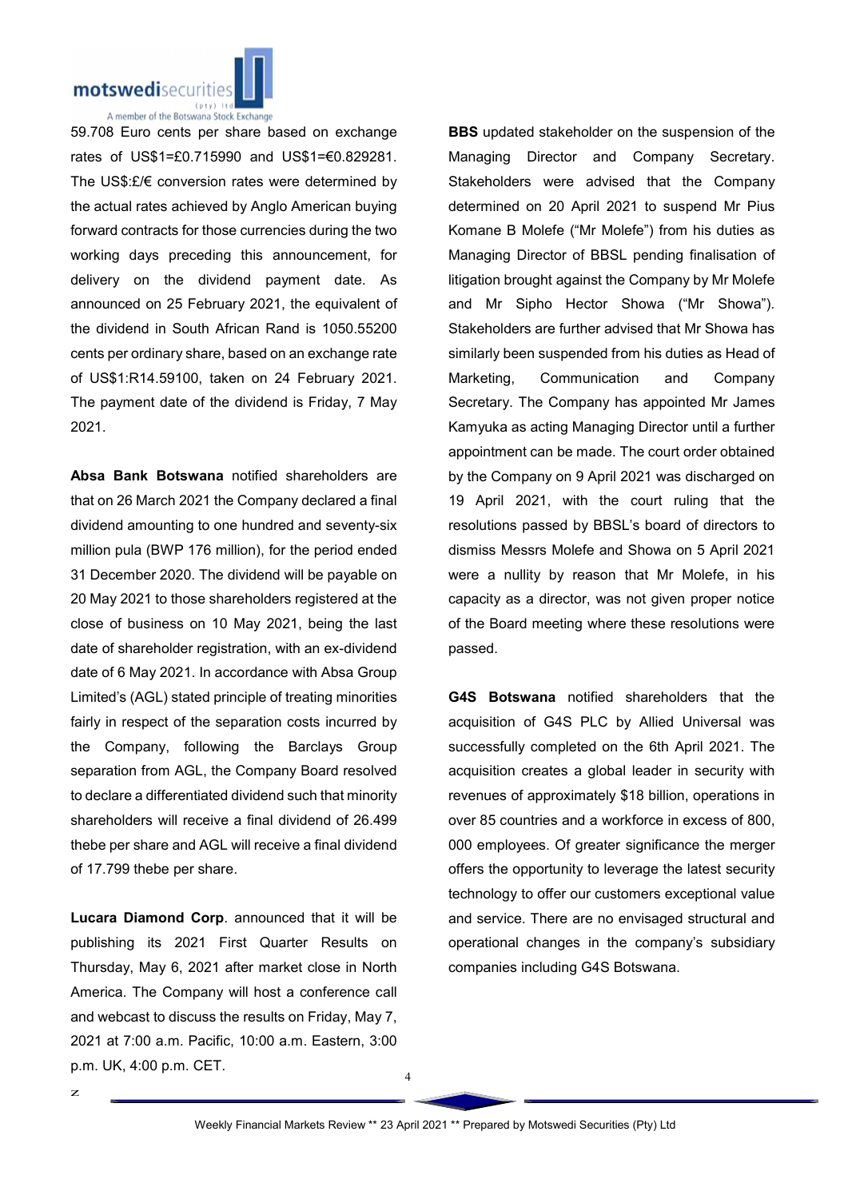59.708 Euro cents per share based on exchange rates of US$1=£0.715990 and US$1=€0.829281. The US$:£/€ conversion rates were determined by the actual rates achieved by Anglo American buying forward contracts for those currencies during the two working days preceding this announcement, for delivery on the dividend payment date. As announced on 25 February 2021, the equivalent of the dividend in South African Rand is 1050.55200 cents per ordinary share, based on an exchange rate of US$1:R14.59100, taken on 24 February 2021. The payment date of the dividend is Friday, 7 May 2021.

**Absa Bank Botswana** notified shareholders are that on 26 March 2021 the Company declared a final dividend amounting to one hundred and seventy-six million pula (BWP 176 million), for the period ended 31 December 2020. The dividend will be payable on 20 May 2021 to those shareholders registered at the close of business on 10 May 2021, being the last date of shareholder registration, with an ex-dividend date of 6 May 2021. In accordance with Absa Group Limited's (AGL) stated principle of treating minorities fairly in respect of the separation costs incurred by the Company, following the Barclays Group separation from AGL, the Company Board resolved to declare a differentiated dividend such that minority shareholders will receive a final dividend of 26.499 thebe per share and AGL will receive a final dividend of 17.799 thebe per share.

**Lucara Diamond Corp**. announced that it will be publishing its 2021 First Quarter Results on Thursday, May 6, 2021 after market close in North America. The Company will host a conference call and webcast to discuss the results on Friday, May 7, 2021 at 7:00 a.m. Pacific, 10:00 a.m. Eastern, 3:00 p.m. UK, 4:00 p.m. CET.

**BBS** updated stakeholder on the suspension of the Managing Director and Company Secretary. Stakeholders were advised that the Company determined on 20 April 2021 to suspend Mr Pius Komane B Molefe ("Mr Molefe") from his duties as Managing Director of BBSL pending finalisation of litigation brought against the Company by Mr Molefe and Mr Sipho Hector Showa ("Mr Showa"). Stakeholders are further advised that Mr Showa has similarly been suspended from his duties as Head of Marketing, Communication and Company Secretary. The Company has appointed Mr James Kamyuka as acting Managing Director until a further appointment can be made. The court order obtained by the Company on 9 April 2021 was discharged on 19 April 2021, with the court ruling that the resolutions passed by BBSL's board of directors to dismiss Messrs Molefe and Showa on 5 April 2021 were a nullity by reason that Mr Molefe, in his capacity as a director, was not given proper notice of the Board meeting where these resolutions were passed.

**G4S Botswana** notified shareholders that the acquisition of G4S PLC by Allied Universal was successfully completed on the 6th April 2021. The acquisition creates a global leader in security with revenues of approximately $18 billion, operations in over 85 countries and a workforce in excess of 800, 000 employees. Of greater significance the merger offers the opportunity to leverage the latest security technology to offer our customers exceptional value and service. There are no envisaged structural and operational changes in the company's subsidiary companies including G4S Botswana.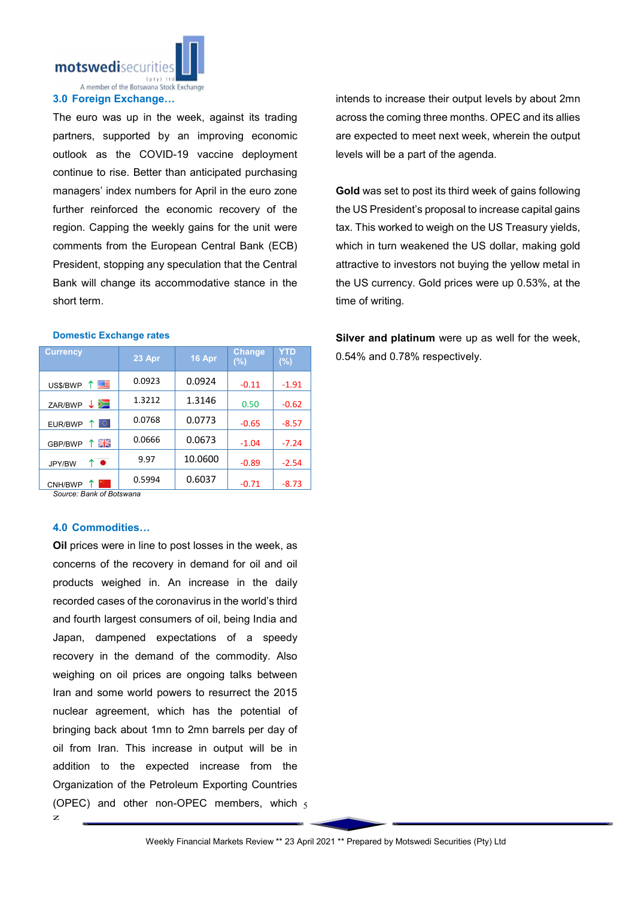## 3.0 Foreign Exchange…

The euro was up in the week, against its trading partners, supported by an improving economic outlook as the COVID-19 vaccine deployment continue to rise. Better than anticipated purchasing managers' index numbers for April in the euro zone further reinforced the economic recovery of the region. Capping the weekly gains for the unit were comments from the European Central Bank (ECB) President, stopping any speculation that the Central Bank will change its accommodative stance in the short term.

### Domestic Exchange rates

| Currency | 23 Apr | 16 Apr | Change (%) | YTD (%) |
|---|---|---|---|---|
| US$/BWP ↑ | 0.0923 | 0.0924 | -0.11 | -1.91 |
| ZAR/BWP ↓ | 1.3212 | 1.3146 | 0.50 | -0.62 |
| EUR/BWP ↑ | 0.0768 | 0.0773 | -0.65 | -8.57 |
| GBP/BWP ↑ | 0.0666 | 0.0673 | -1.04 | -7.24 |
| JPY/BW ↑ | 9.97 | 10.0600 | -0.89 | -2.54 |
| CNH/BWP ↑ | 0.5994 | 0.6037 | -0.71 | -8.73 |

*Source: Bank of Botswana*

## 4.0 Commodities…

**Oil** prices were in line to post losses in the week, as concerns of the recovery in demand for oil and oil products weighed in. An increase in the daily recorded cases of the coronavirus in the world's third and fourth largest consumers of oil, being India and Japan, dampened expectations of a speedy recovery in the demand of the commodity. Also weighing on oil prices are ongoing talks between Iran and some world powers to resurrect the 2015 nuclear agreement, which has the potential of bringing back about 1mn to 2mn barrels per day of oil from Iran. This increase in output will be in addition to the expected increase from the Organization of the Petroleum Exporting Countries (OPEC) and other non-OPEC members, which intends to increase their output levels by about 2mn across the coming three months. OPEC and its allies are expected to meet next week, wherein the output levels will be a part of the agenda.

**Gold** was set to post its third week of gains following the US President's proposal to increase capital gains tax. This worked to weigh on the US Treasury yields, which in turn weakened the US dollar, making gold attractive to investors not buying the yellow metal in the US currency. Gold prices were up 0.53%, at the time of writing.

**Silver and platinum** were up as well for the week, 0.54% and 0.78% respectively.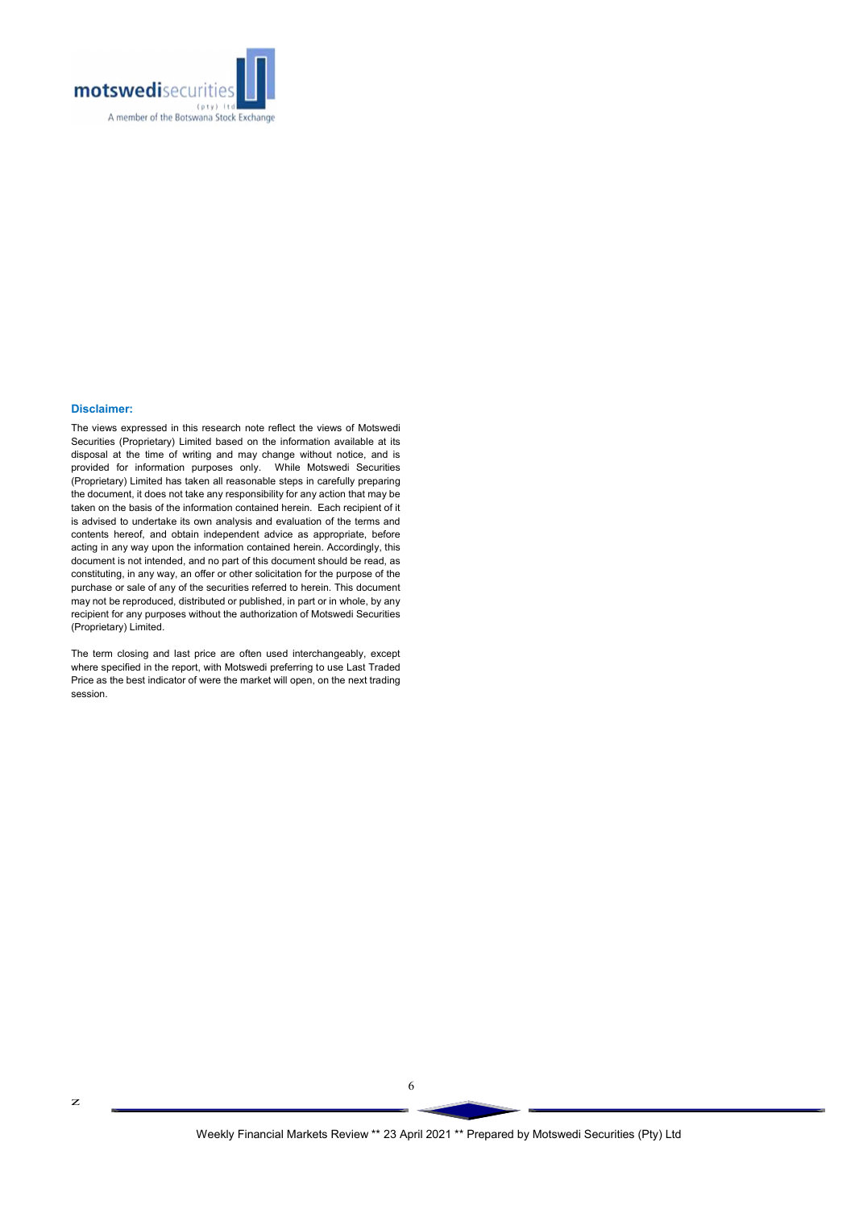**Disclaimer:**

The views expressed in this research note reflect the views of Motswedi Securities (Proprietary) Limited based on the information available at its disposal at the time of writing and may change without notice, and is provided for information purposes only. While Motswedi Securities (Proprietary) Limited has taken all reasonable steps in carefully preparing the document, it does not take any responsibility for any action that may be taken on the basis of the information contained herein. Each recipient of it is advised to undertake its own analysis and evaluation of the terms and contents hereof, and obtain independent advice as appropriate, before acting in any way upon the information contained herein. Accordingly, this document is not intended, and no part of this document should be read, as constituting, in any way, an offer or other solicitation for the purpose of the purchase or sale of any of the securities referred to herein. This document may not be reproduced, distributed or published, in part or in whole, by any recipient for any purposes without the authorization of Motswedi Securities (Proprietary) Limited.

The term closing and last price are often used interchangeably, except where specified in the report, with Motswedi preferring to use Last Traded Price as the best indicator of were the market will open, on the next trading session.